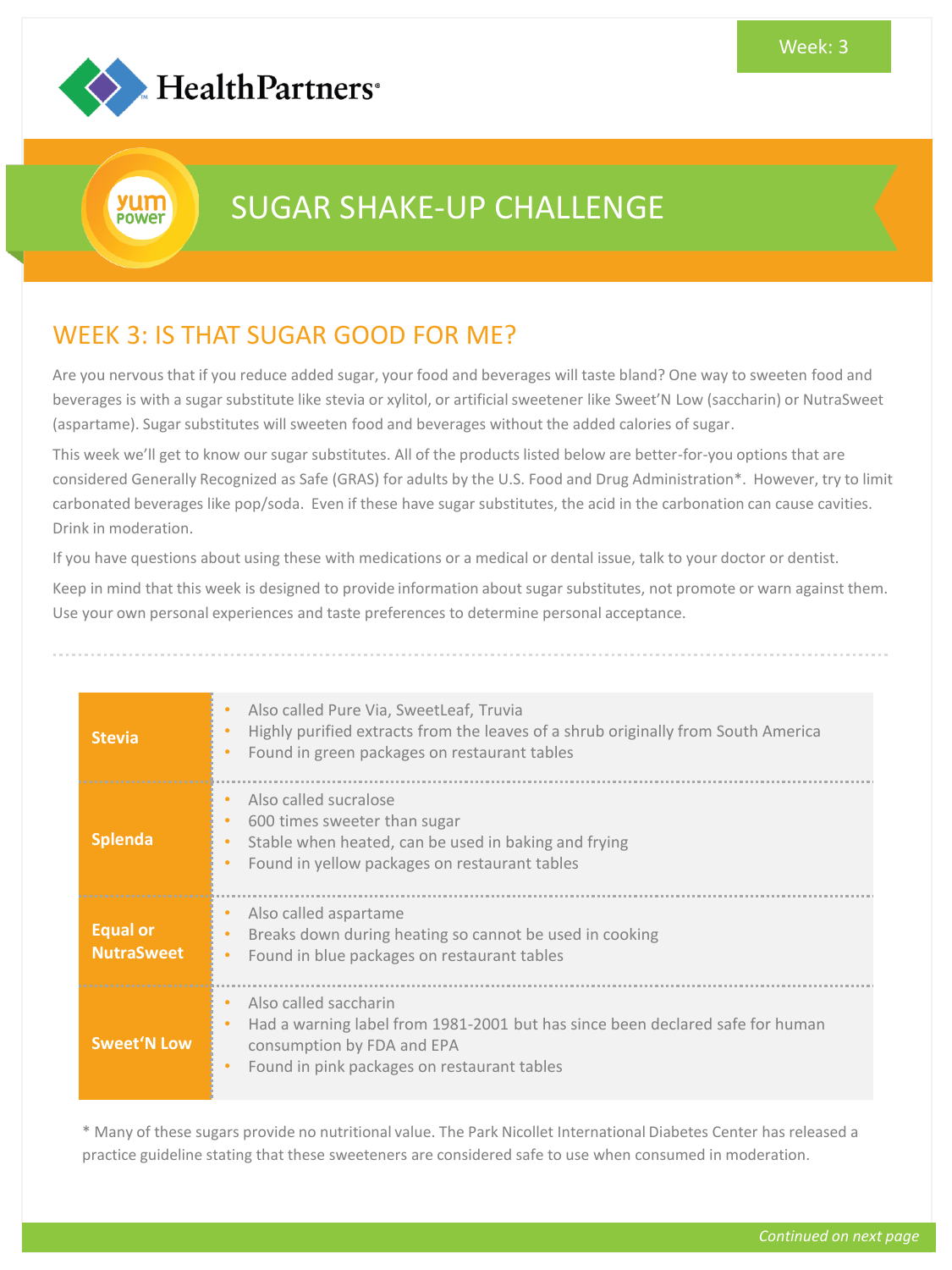Week: 3

HealthPartners®

yum power

# SUGAR SHAKE-UP CHALLENGE

## WEEK 3: IS THAT SUGAR GOOD FOR ME?

Are you nervous that if you reduce added sugar, your food and beverages will taste bland? One way to sweeten food and beverages is with a sugar substitute like stevia or xylitol, or artificial sweetener like Sweet'N Low (saccharin) or NutraSweet (aspartame). Sugar substitutes will sweeten food and beverages without the added calories of sugar.

This week we'll get to know our sugar substitutes. All of the products listed below are better-for-you options that are considered Generally Recognized as Safe (GRAS) for adults by the U.S. Food and Drug Administration*. However, try to limit carbonated beverages like pop/soda. Even if these have sugar substitutes, the acid in the carbonation can cause cavities. Drink in moderation.

If you have questions about using these with medications or a medical or dental issue, talk to your doctor or dentist.

Keep in mind that this week is designed to provide information about sugar substitutes, not promote or warn against them. Use your own personal experiences and taste preferences to determine personal acceptance.

| | |
|---|---|
| **Stevia** | • Also called Pure Via, SweetLeaf, Truvia<br>• Highly purified extracts from the leaves of a shrub originally from South America<br>• Found in green packages on restaurant tables |
| **Splenda** | • Also called sucralose<br>• 600 times sweeter than sugar<br>• Stable when heated, can be used in baking and frying<br>• Found in yellow packages on restaurant tables |
| **Equal or NutraSweet** | • Also called aspartame<br>• Breaks down during heating so cannot be used in cooking<br>• Found in blue packages on restaurant tables |
| **Sweet'N Low** | • Also called saccharin<br>• Had a warning label from 1981-2001 but has since been declared safe for human consumption by FDA and EPA<br>• Found in pink packages on restaurant tables |

* Many of these sugars provide no nutritional value. The Park Nicollet International Diabetes Center has released a practice guideline stating that these sweeteners are considered safe to use when consumed in moderation.

*Continued on next page*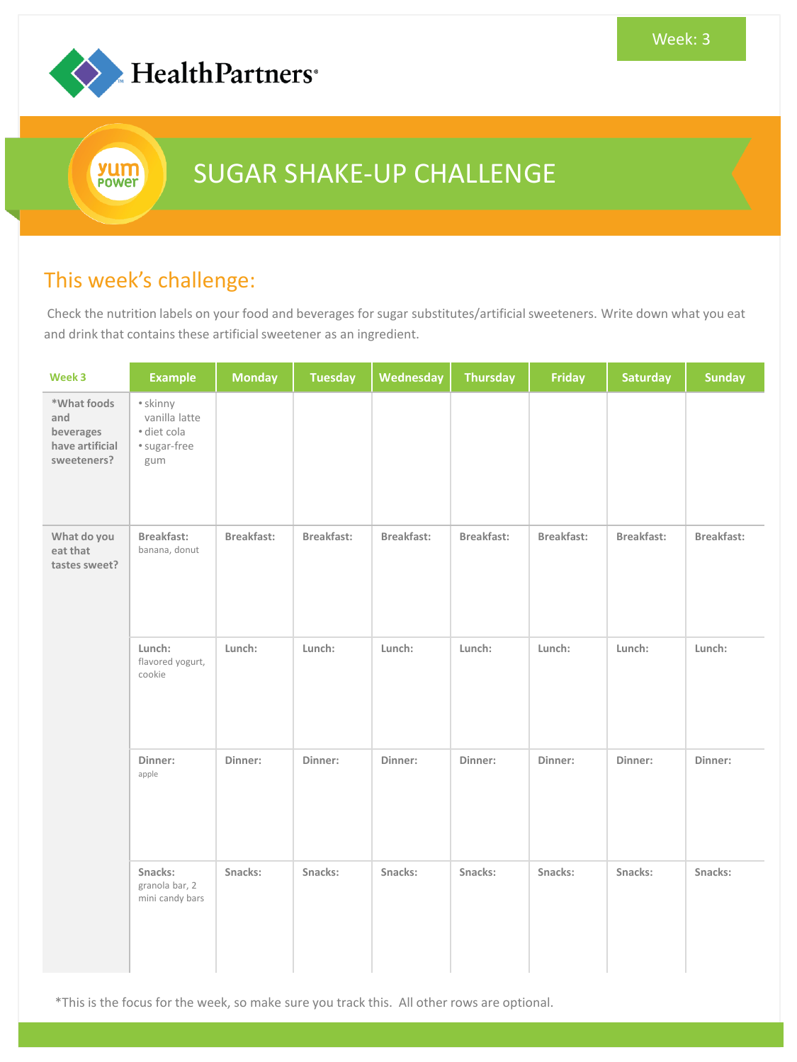Week: 3

HealthPartners®

yum power

# SUGAR SHAKE-UP CHALLENGE

## This week's challenge:

Check the nutrition labels on your food and beverages for sugar substitutes/artificial sweeteners. Write down what you eat and drink that contains these artificial sweetener as an ingredient.

| Week 3 | Example | Monday | Tuesday | Wednesday | Thursday | Friday | Saturday | Sunday |
|---|---|---|---|---|---|---|---|---|
| ***What foods and beverages have artificial sweeteners?** | • skinny vanilla latte<br>• diet cola<br>• sugar-free gum | | | | | | | |
| **What do you eat that tastes sweet?** | **Breakfast:** banana, donut | **Breakfast:** | **Breakfast:** | **Breakfast:** | **Breakfast:** | **Breakfast:** | **Breakfast:** | **Breakfast:** |
| | **Lunch:** flavored yogurt, cookie | **Lunch:** | **Lunch:** | **Lunch:** | **Lunch:** | **Lunch:** | **Lunch:** | **Lunch:** |
| | **Dinner:** apple | **Dinner:** | **Dinner:** | **Dinner:** | **Dinner:** | **Dinner:** | **Dinner:** | **Dinner:** |
| | **Snacks:** granola bar, 2 mini candy bars | **Snacks:** | **Snacks:** | **Snacks:** | **Snacks:** | **Snacks:** | **Snacks:** | **Snacks:** |

*This is the focus for the week, so make sure you track this. All other rows are optional.